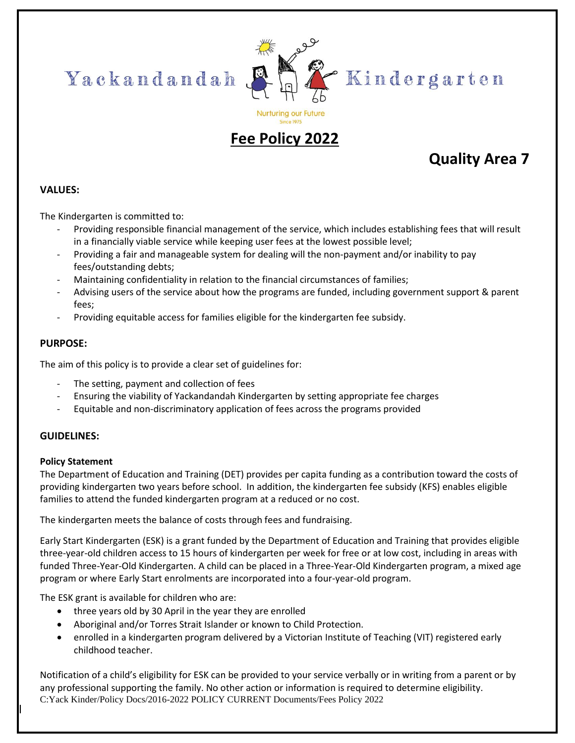Yackandandah Kindergarten

Nurturing our Future
Since 1975

# Fee Policy 2022

## Quality Area 7

### VALUES:

The Kindergarten is committed to:

- Providing responsible financial management of the service, which includes establishing fees that will result in a financially viable service while keeping user fees at the lowest possible level;
- Providing a fair and manageable system for dealing will the non-payment and/or inability to pay fees/outstanding debts;
- Maintaining confidentiality in relation to the financial circumstances of families;
- Advising users of the service about how the programs are funded, including government support & parent fees;
- Providing equitable access for families eligible for the kindergarten fee subsidy.

### PURPOSE:

The aim of this policy is to provide a clear set of guidelines for:

- The setting, payment and collection of fees
- Ensuring the viability of Yackandandah Kindergarten by setting appropriate fee charges
- Equitable and non-discriminatory application of fees across the programs provided

### GUIDELINES:

**Policy Statement**

The Department of Education and Training (DET) provides per capita funding as a contribution toward the costs of providing kindergarten two years before school. In addition, the kindergarten fee subsidy (KFS) enables eligible families to attend the funded kindergarten program at a reduced or no cost.

The kindergarten meets the balance of costs through fees and fundraising.

Early Start Kindergarten (ESK) is a grant funded by the Department of Education and Training that provides eligible three-year-old children access to 15 hours of kindergarten per week for free or at low cost, including in areas with funded Three-Year-Old Kindergarten. A child can be placed in a Three-Year-Old Kindergarten program, a mixed age program or where Early Start enrolments are incorporated into a four-year-old program.

The ESK grant is available for children who are:

- three years old by 30 April in the year they are enrolled
- Aboriginal and/or Torres Strait Islander or known to Child Protection.
- enrolled in a kindergarten program delivered by a Victorian Institute of Teaching (VIT) registered early childhood teacher.

Notification of a child's eligibility for ESK can be provided to your service verbally or in writing from a parent or by any professional supporting the family. No other action or information is required to determine eligibility.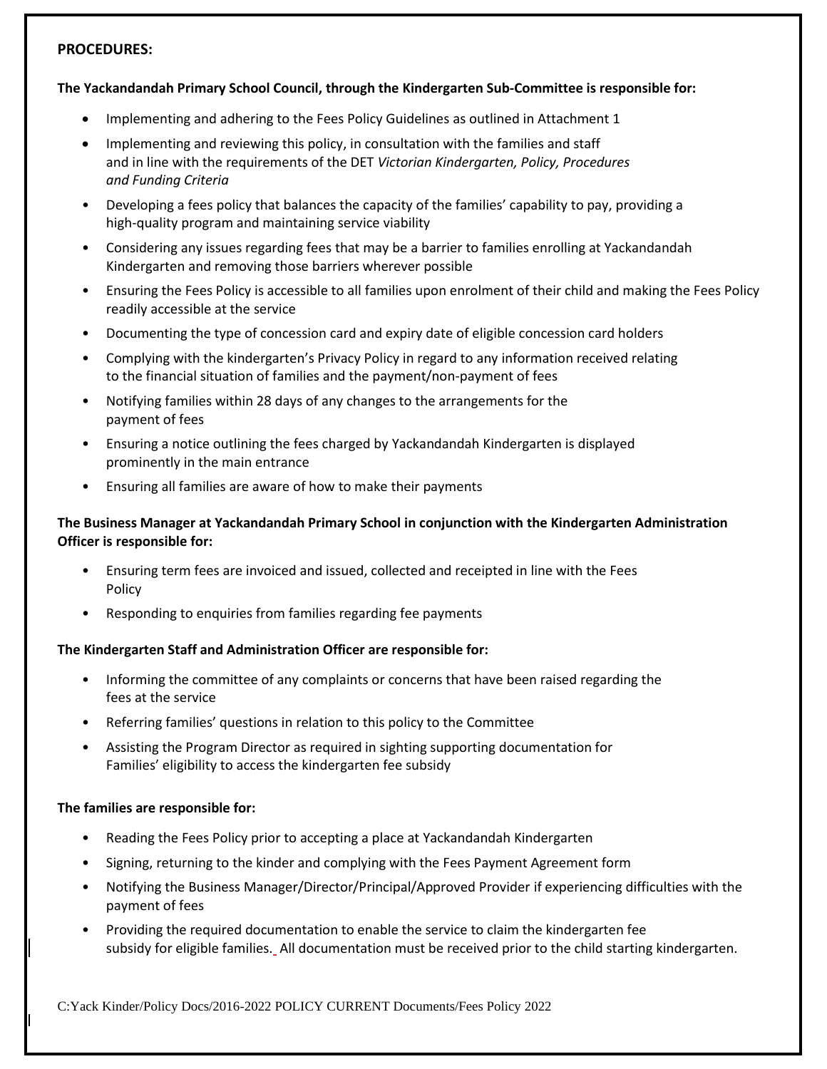**PROCEDURES:**

**The Yackandandah Primary School Council, through the Kindergarten Sub-Committee is responsible for:**

- Implementing and adhering to the Fees Policy Guidelines as outlined in Attachment 1
- Implementing and reviewing this policy, in consultation with the families and staff and in line with the requirements of the DET *Victorian Kindergarten, Policy, Procedures and Funding Criteria*
- Developing a fees policy that balances the capacity of the families' capability to pay, providing a high-quality program and maintaining service viability
- Considering any issues regarding fees that may be a barrier to families enrolling at Yackandandah Kindergarten and removing those barriers wherever possible
- Ensuring the Fees Policy is accessible to all families upon enrolment of their child and making the Fees Policy readily accessible at the service
- Documenting the type of concession card and expiry date of eligible concession card holders
- Complying with the kindergarten's Privacy Policy in regard to any information received relating to the financial situation of families and the payment/non-payment of fees
- Notifying families within 28 days of any changes to the arrangements for the payment of fees
- Ensuring a notice outlining the fees charged by Yackandandah Kindergarten is displayed prominently in the main entrance
- Ensuring all families are aware of how to make their payments

**The Business Manager at Yackandandah Primary School in conjunction with the Kindergarten Administration Officer is responsible for:**

- Ensuring term fees are invoiced and issued, collected and receipted in line with the Fees Policy
- Responding to enquiries from families regarding fee payments

**The Kindergarten Staff and Administration Officer are responsible for:**

- Informing the committee of any complaints or concerns that have been raised regarding the fees at the service
- Referring families' questions in relation to this policy to the Committee
- Assisting the Program Director as required in sighting supporting documentation for Families' eligibility to access the kindergarten fee subsidy

**The families are responsible for:**

- Reading the Fees Policy prior to accepting a place at Yackandandah Kindergarten
- Signing, returning to the kinder and complying with the Fees Payment Agreement form
- Notifying the Business Manager/Director/Principal/Approved Provider if experiencing difficulties with the payment of fees
- Providing the required documentation to enable the service to claim the kindergarten fee subsidy for eligible families. All documentation must be received prior to the child starting kindergarten.

C:Yack Kinder/Policy Docs/2016-2022 POLICY CURRENT Documents/Fees Policy 2022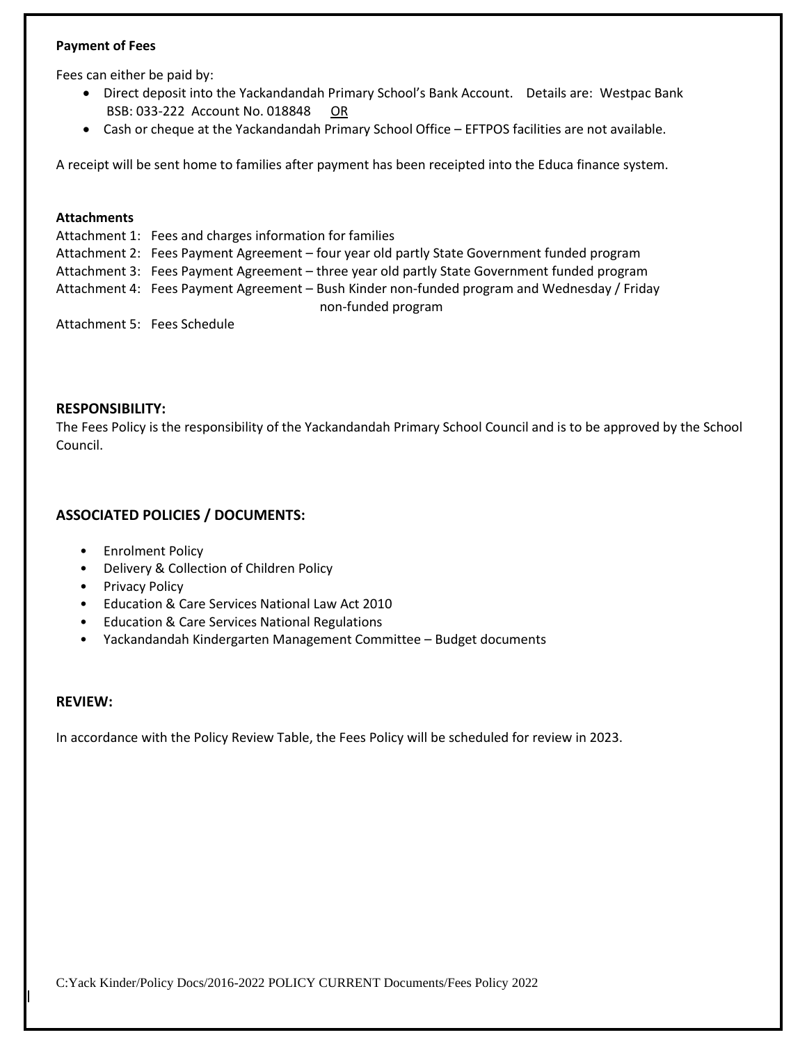**Payment of Fees**

Fees can either be paid by:

- Direct deposit into the Yackandandah Primary School's Bank Account. Details are: Westpac Bank BSB: 033-222 Account No. 018848 OR
- Cash or cheque at the Yackandandah Primary School Office – EFTPOS facilities are not available.

A receipt will be sent home to families after payment has been receipted into the Educa finance system.

**Attachments**

Attachment 1: Fees and charges information for families
Attachment 2: Fees Payment Agreement – four year old partly State Government funded program
Attachment 3: Fees Payment Agreement – three year old partly State Government funded program
Attachment 4: Fees Payment Agreement – Bush Kinder non-funded program and Wednesday / Friday non-funded program
Attachment 5: Fees Schedule

## RESPONSIBILITY:

The Fees Policy is the responsibility of the Yackandandah Primary School Council and is to be approved by the School Council.

## ASSOCIATED POLICIES / DOCUMENTS:

- Enrolment Policy
- Delivery & Collection of Children Policy
- Privacy Policy
- Education & Care Services National Law Act 2010
- Education & Care Services National Regulations
- Yackandandah Kindergarten Management Committee – Budget documents

## REVIEW:

In accordance with the Policy Review Table, the Fees Policy will be scheduled for review in 2023.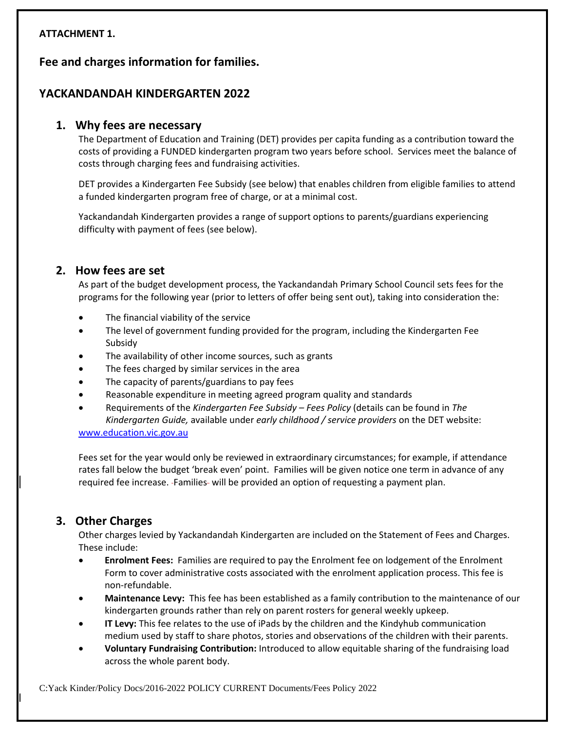**ATTACHMENT 1.**

## Fee and charges information for families.

## YACKANDANDAH KINDERGARTEN 2022

### 1. Why fees are necessary

The Department of Education and Training (DET) provides per capita funding as a contribution toward the costs of providing a FUNDED kindergarten program two years before school. Services meet the balance of costs through charging fees and fundraising activities.

DET provides a Kindergarten Fee Subsidy (see below) that enables children from eligible families to attend a funded kindergarten program free of charge, or at a minimal cost.

Yackandandah Kindergarten provides a range of support options to parents/guardians experiencing difficulty with payment of fees (see below).

### 2. How fees are set

As part of the budget development process, the Yackandandah Primary School Council sets fees for the programs for the following year (prior to letters of offer being sent out), taking into consideration the:

- The financial viability of the service
- The level of government funding provided for the program, including the Kindergarten Fee Subsidy
- The availability of other income sources, such as grants
- The fees charged by similar services in the area
- The capacity of parents/guardians to pay fees
- Reasonable expenditure in meeting agreed program quality and standards
- Requirements of the *Kindergarten Fee Subsidy – Fees Policy* (details can be found in *The Kindergarten Guide,* available under *early childhood / service providers* on the DET website: [www.education.vic.gov.au](http://www.education.vic.gov.au)

Fees set for the year would only be reviewed in extraordinary circumstances; for example, if attendance rates fall below the budget 'break even' point. Families will be given notice one term in advance of any required fee increase. Families will be provided an option of requesting a payment plan.

### 3. Other Charges

Other charges levied by Yackandandah Kindergarten are included on the Statement of Fees and Charges. These include:

- **Enrolment Fees:** Families are required to pay the Enrolment fee on lodgement of the Enrolment Form to cover administrative costs associated with the enrolment application process. This fee is non-refundable.
- **Maintenance Levy:** This fee has been established as a family contribution to the maintenance of our kindergarten grounds rather than rely on parent rosters for general weekly upkeep.
- **IT Levy:** This fee relates to the use of iPads by the children and the Kindyhub communication medium used by staff to share photos, stories and observations of the children with their parents.
- **Voluntary Fundraising Contribution:** Introduced to allow equitable sharing of the fundraising load across the whole parent body.

C:Yack Kinder/Policy Docs/2016-2022 POLICY CURRENT Documents/Fees Policy 2022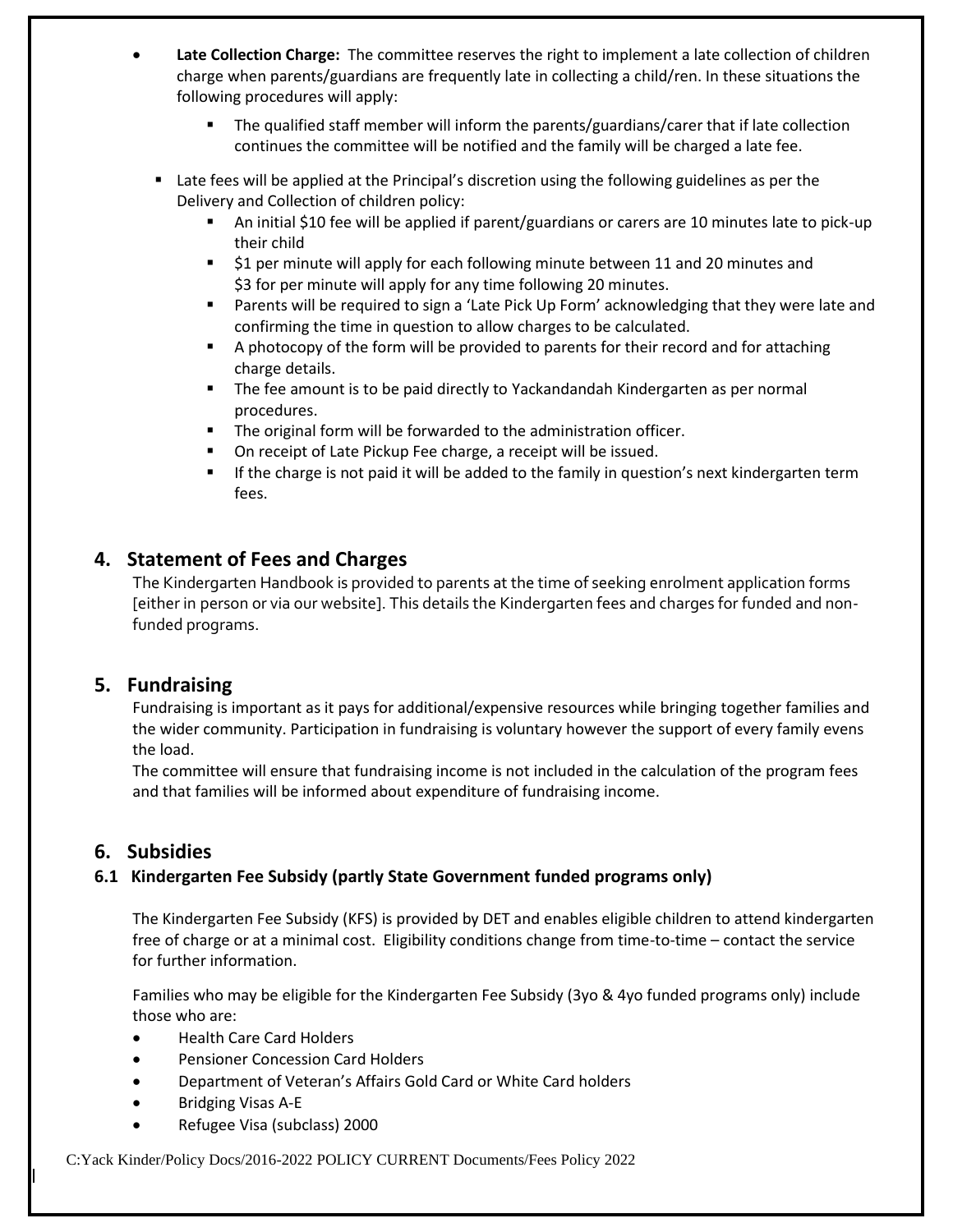- **Late Collection Charge:** The committee reserves the right to implement a late collection of children charge when parents/guardians are frequently late in collecting a child/ren. In these situations the following procedures will apply:
    - The qualified staff member will inform the parents/guardians/carer that if late collection continues the committee will be notified and the family will be charged a late fee.
  - Late fees will be applied at the Principal's discretion using the following guidelines as per the Delivery and Collection of children policy:
    - An initial $10 fee will be applied if parent/guardians or carers are 10 minutes late to pick-up their child
    - $1 per minute will apply for each following minute between 11 and 20 minutes and $3 for per minute will apply for any time following 20 minutes.
    - Parents will be required to sign a 'Late Pick Up Form' acknowledging that they were late and confirming the time in question to allow charges to be calculated.
    - A photocopy of the form will be provided to parents for their record and for attaching charge details.
    - The fee amount is to be paid directly to Yackandandah Kindergarten as per normal procedures.
    - The original form will be forwarded to the administration officer.
    - On receipt of Late Pickup Fee charge, a receipt will be issued.
    - If the charge is not paid it will be added to the family in question's next kindergarten term fees.

## 4. Statement of Fees and Charges

The Kindergarten Handbook is provided to parents at the time of seeking enrolment application forms [either in person or via our website]. This details the Kindergarten fees and charges for funded and non-funded programs.

## 5. Fundraising

Fundraising is important as it pays for additional/expensive resources while bringing together families and the wider community. Participation in fundraising is voluntary however the support of every family evens the load.

The committee will ensure that fundraising income is not included in the calculation of the program fees and that families will be informed about expenditure of fundraising income.

## 6. Subsidies

### 6.1 Kindergarten Fee Subsidy (partly State Government funded programs only)

The Kindergarten Fee Subsidy (KFS) is provided by DET and enables eligible children to attend kindergarten free of charge or at a minimal cost. Eligibility conditions change from time-to-time – contact the service for further information.

Families who may be eligible for the Kindergarten Fee Subsidy (3yo & 4yo funded programs only) include those who are:

- Health Care Card Holders
- Pensioner Concession Card Holders
- Department of Veteran's Affairs Gold Card or White Card holders
- Bridging Visas A-E
- Refugee Visa (subclass) 2000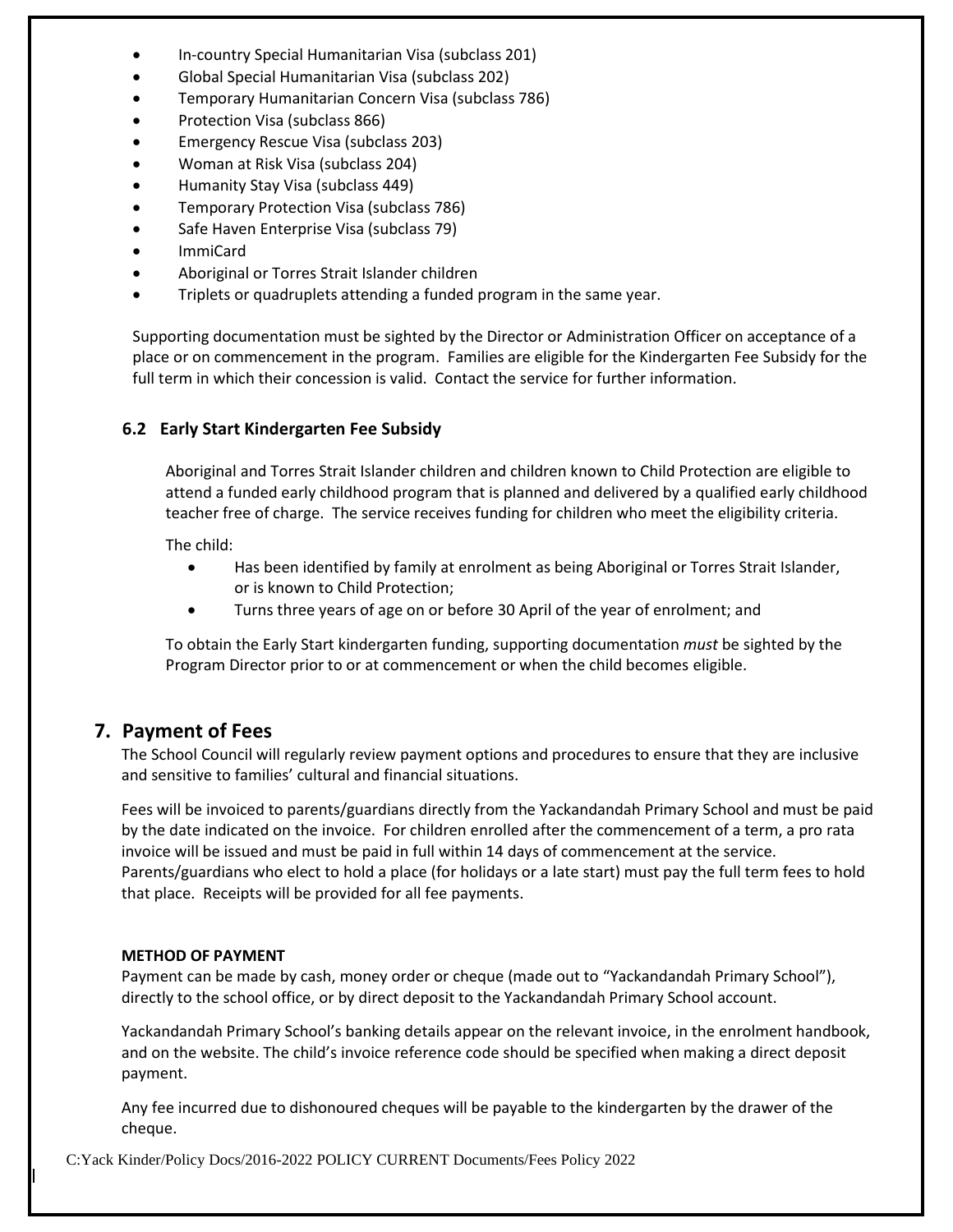- In-country Special Humanitarian Visa (subclass 201)
- Global Special Humanitarian Visa (subclass 202)
- Temporary Humanitarian Concern Visa (subclass 786)
- Protection Visa (subclass 866)
- Emergency Rescue Visa (subclass 203)
- Woman at Risk Visa (subclass 204)
- Humanity Stay Visa (subclass 449)
- Temporary Protection Visa (subclass 786)
- Safe Haven Enterprise Visa (subclass 79)
- ImmiCard
- Aboriginal or Torres Strait Islander children
- Triplets or quadruplets attending a funded program in the same year.

Supporting documentation must be sighted by the Director or Administration Officer on acceptance of a place or on commencement in the program. Families are eligible for the Kindergarten Fee Subsidy for the full term in which their concession is valid. Contact the service for further information.

### 6.2 Early Start Kindergarten Fee Subsidy

Aboriginal and Torres Strait Islander children and children known to Child Protection are eligible to attend a funded early childhood program that is planned and delivered by a qualified early childhood teacher free of charge. The service receives funding for children who meet the eligibility criteria.

The child:

- Has been identified by family at enrolment as being Aboriginal or Torres Strait Islander, or is known to Child Protection;
- Turns three years of age on or before 30 April of the year of enrolment; and

To obtain the Early Start kindergarten funding, supporting documentation *must* be sighted by the Program Director prior to or at commencement or when the child becomes eligible.

## 7. Payment of Fees

The School Council will regularly review payment options and procedures to ensure that they are inclusive and sensitive to families' cultural and financial situations.

Fees will be invoiced to parents/guardians directly from the Yackandandah Primary School and must be paid by the date indicated on the invoice. For children enrolled after the commencement of a term, a pro rata invoice will be issued and must be paid in full within 14 days of commencement at the service. Parents/guardians who elect to hold a place (for holidays or a late start) must pay the full term fees to hold that place. Receipts will be provided for all fee payments.

**METHOD OF PAYMENT**

Payment can be made by cash, money order or cheque (made out to "Yackandandah Primary School"), directly to the school office, or by direct deposit to the Yackandandah Primary School account.

Yackandandah Primary School's banking details appear on the relevant invoice, in the enrolment handbook, and on the website. The child's invoice reference code should be specified when making a direct deposit payment.

Any fee incurred due to dishonoured cheques will be payable to the kindergarten by the drawer of the cheque.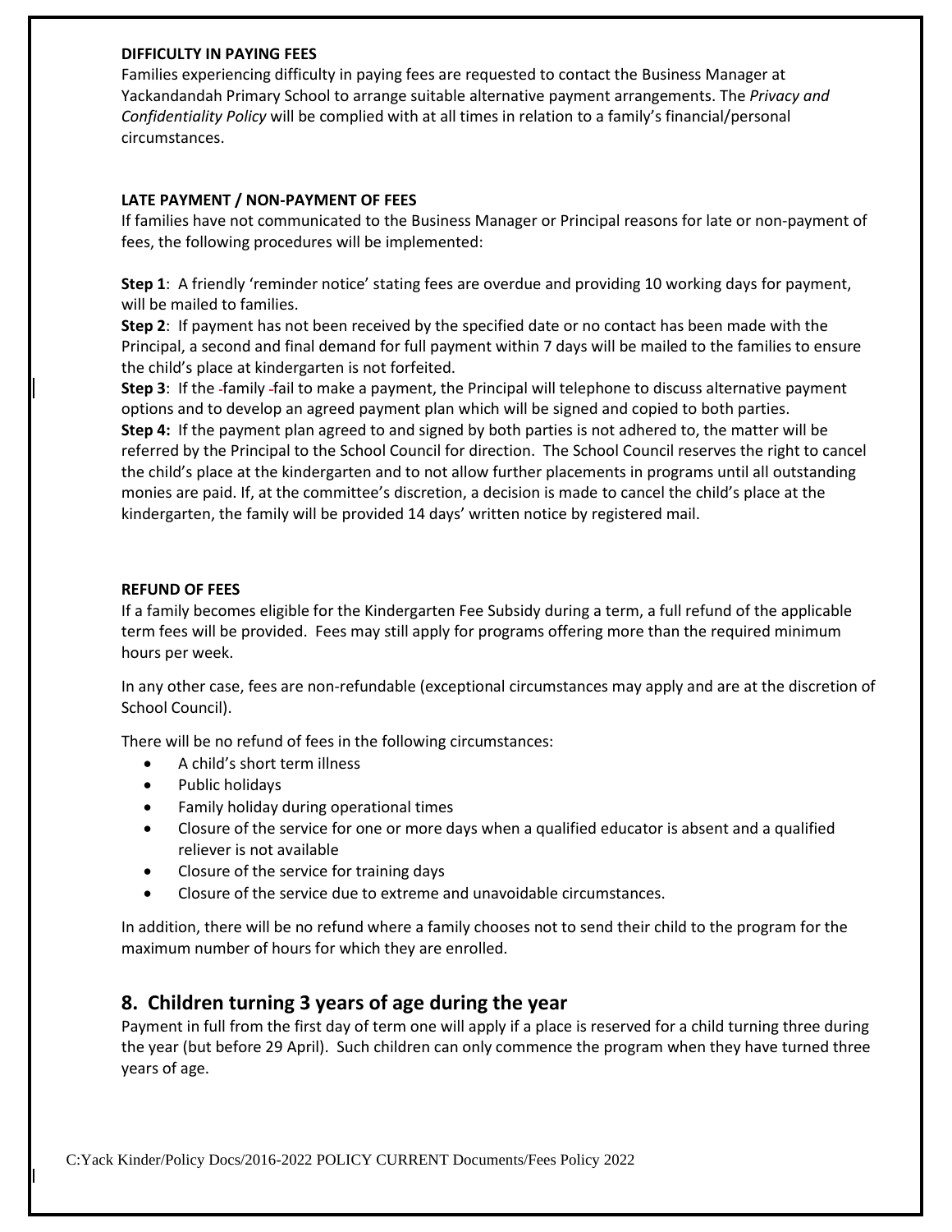**DIFFICULTY IN PAYING FEES**

Families experiencing difficulty in paying fees are requested to contact the Business Manager at Yackandandah Primary School to arrange suitable alternative payment arrangements. The *Privacy and Confidentiality Policy* will be complied with at all times in relation to a family's financial/personal circumstances.

**LATE PAYMENT / NON-PAYMENT OF FEES**

If families have not communicated to the Business Manager or Principal reasons for late or non-payment of fees, the following procedures will be implemented:

**Step 1**: A friendly 'reminder notice' stating fees are overdue and providing 10 working days for payment, will be mailed to families.

**Step 2**: If payment has not been received by the specified date or no contact has been made with the Principal, a second and final demand for full payment within 7 days will be mailed to the families to ensure the child's place at kindergarten is not forfeited.

**Step 3**: If the family fail to make a payment, the Principal will telephone to discuss alternative payment options and to develop an agreed payment plan which will be signed and copied to both parties.

**Step 4:** If the payment plan agreed to and signed by both parties is not adhered to, the matter will be referred by the Principal to the School Council for direction. The School Council reserves the right to cancel the child's place at the kindergarten and to not allow further placements in programs until all outstanding monies are paid. If, at the committee's discretion, a decision is made to cancel the child's place at the kindergarten, the family will be provided 14 days' written notice by registered mail.

**REFUND OF FEES**

If a family becomes eligible for the Kindergarten Fee Subsidy during a term, a full refund of the applicable term fees will be provided. Fees may still apply for programs offering more than the required minimum hours per week.

In any other case, fees are non-refundable (exceptional circumstances may apply and are at the discretion of School Council).

There will be no refund of fees in the following circumstances:

- A child's short term illness
- Public holidays
- Family holiday during operational times
- Closure of the service for one or more days when a qualified educator is absent and a qualified reliever is not available
- Closure of the service for training days
- Closure of the service due to extreme and unavoidable circumstances.

In addition, there will be no refund where a family chooses not to send their child to the program for the maximum number of hours for which they are enrolled.

## 8. Children turning 3 years of age during the year

Payment in full from the first day of term one will apply if a place is reserved for a child turning three during the year (but before 29 April). Such children can only commence the program when they have turned three years of age.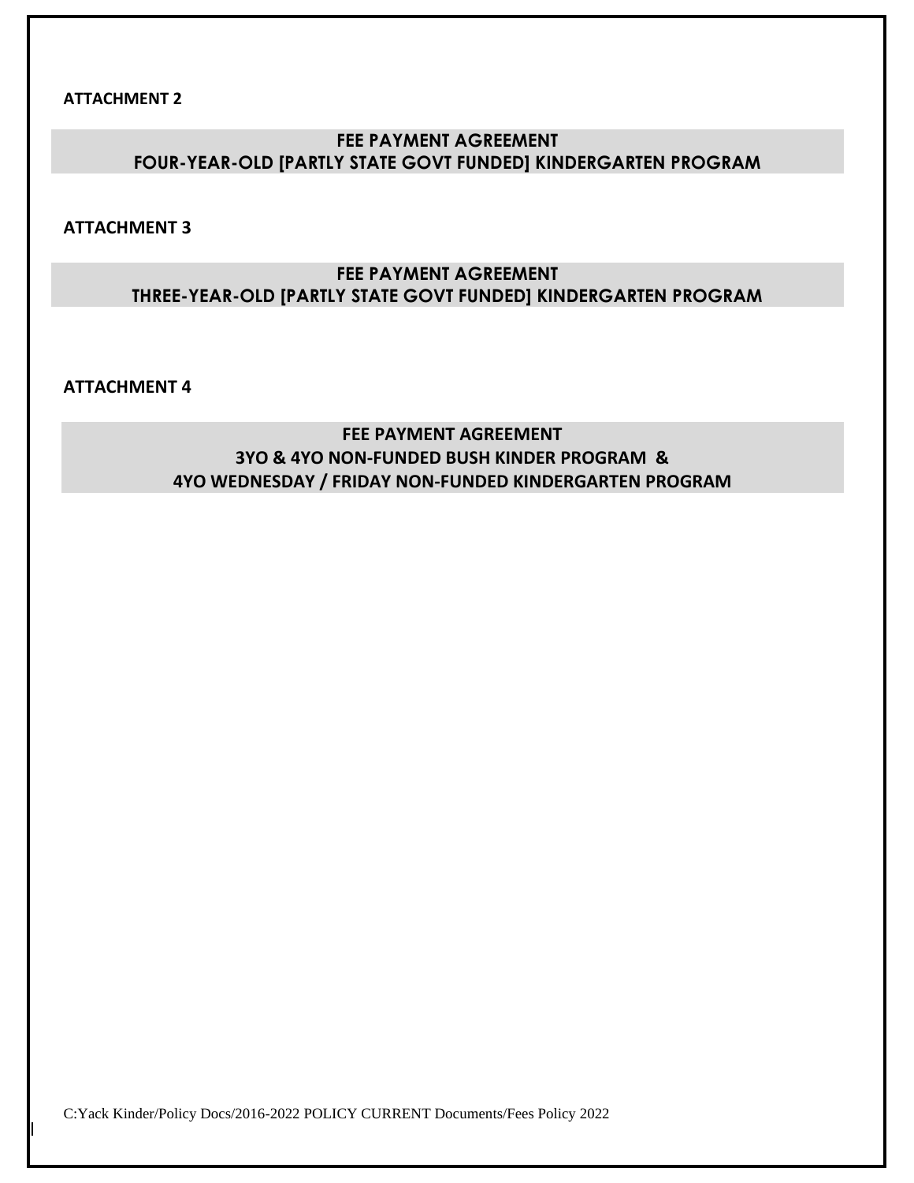**ATTACHMENT 2**

## FEE PAYMENT AGREEMENT
## FOUR-YEAR-OLD [PARTLY STATE GOVT FUNDED] KINDERGARTEN PROGRAM

**ATTACHMENT 3**

## FEE PAYMENT AGREEMENT
## THREE-YEAR-OLD [PARTLY STATE GOVT FUNDED] KINDERGARTEN PROGRAM

**ATTACHMENT 4**

## FEE PAYMENT AGREEMENT
## 3YO & 4YO NON-FUNDED BUSH KINDER PROGRAM &
## 4YO WEDNESDAY / FRIDAY NON-FUNDED KINDERGARTEN PROGRAM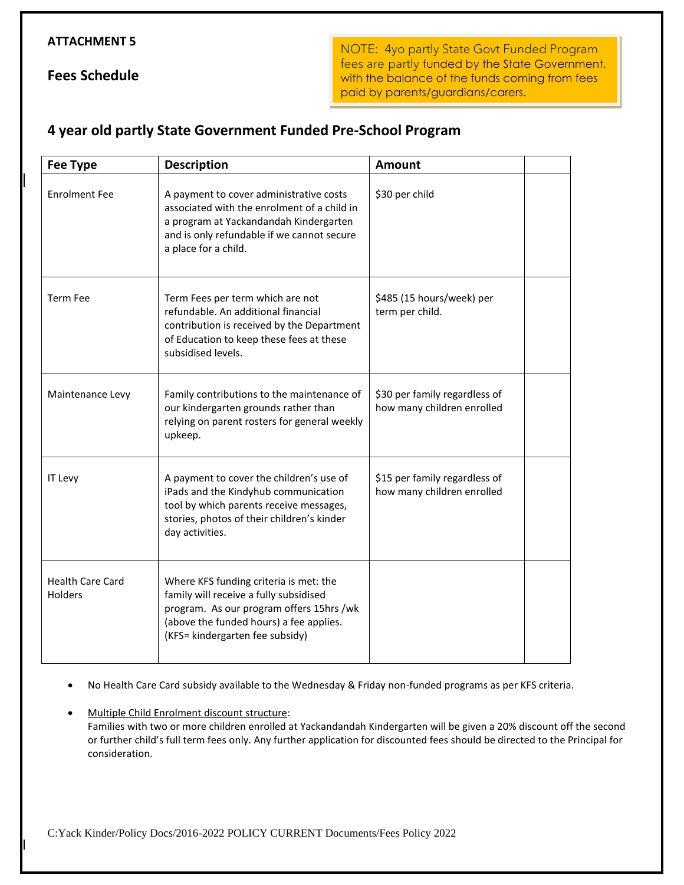**ATTACHMENT 5**

## Fees Schedule

NOTE: 4yo partly State Govt Funded Program fees are partly funded by the State Government, with the balance of the funds coming from fees paid by parents/guardians/carers.

### 4 year old partly State Government Funded Pre-School Program

| Fee Type | Description | Amount | |
|---|---|---|---|
| Enrolment Fee | A payment to cover administrative costs associated with the enrolment of a child in a program at Yackandandah Kindergarten and is only refundable if we cannot secure a place for a child. | $30 per child | |
| Term Fee | Term Fees per term which are not refundable. An additional financial contribution is received by the Department of Education to keep these fees at these subsidised levels. | $485 (15 hours/week) per term per child. | |
| Maintenance Levy | Family contributions to the maintenance of our kindergarten grounds rather than relying on parent rosters for general weekly upkeep. | $30 per family regardless of how many children enrolled | |
| IT Levy | A payment to cover the children's use of iPads and the Kindyhub communication tool by which parents receive messages, stories, photos of their children's kinder day activities. | $15 per family regardless of how many children enrolled | |
| Health Care Card Holders | Where KFS funding criteria is met: the family will receive a fully subsidised program. As our program offers 15hrs /wk (above the funded hours) a fee applies. (KFS= kindergarten fee subsidy) | | |

- No Health Care Card subsidy available to the Wednesday & Friday non-funded programs as per KFS criteria.
- Multiple Child Enrolment discount structure:
  Families with two or more children enrolled at Yackandandah Kindergarten will be given a 20% discount off the second or further child's full term fees only. Any further application for discounted fees should be directed to the Principal for consideration.

C:Yack Kinder/Policy Docs/2016-2022 POLICY CURRENT Documents/Fees Policy 2022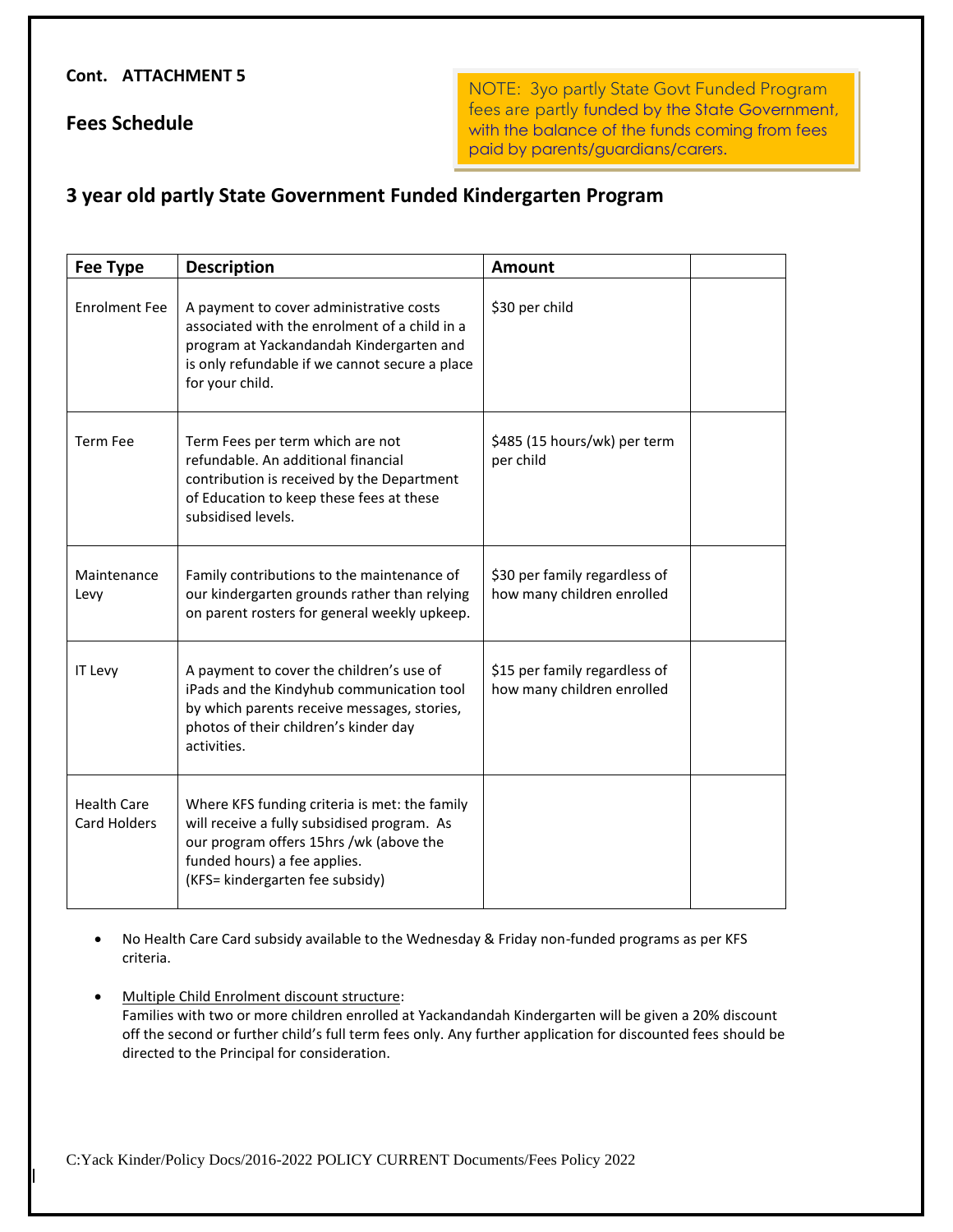**Cont. ATTACHMENT 5**

## Fees Schedule

NOTE: 3yo partly State Govt Funded Program fees are partly funded by the State Government, with the balance of the funds coming from fees paid by parents/guardians/carers.

## 3 year old partly State Government Funded Kindergarten Program

| Fee Type | Description | Amount | |
|---|---|---|---|
| Enrolment Fee | A payment to cover administrative costs associated with the enrolment of a child in a program at Yackandandah Kindergarten and is only refundable if we cannot secure a place for your child. | $30 per child | |
| Term Fee | Term Fees per term which are not refundable. An additional financial contribution is received by the Department of Education to keep these fees at these subsidised levels. | $485 (15 hours/wk) per term per child | |
| Maintenance Levy | Family contributions to the maintenance of our kindergarten grounds rather than relying on parent rosters for general weekly upkeep. | $30 per family regardless of how many children enrolled | |
| IT Levy | A payment to cover the children's use of iPads and the Kindyhub communication tool by which parents receive messages, stories, photos of their children's kinder day activities. | $15 per family regardless of how many children enrolled | |
| Health Care Card Holders | Where KFS funding criteria is met: the family will receive a fully subsidised program. As our program offers 15hrs /wk (above the funded hours) a fee applies. (KFS= kindergarten fee subsidy) | | |

- No Health Care Card subsidy available to the Wednesday & Friday non-funded programs as per KFS criteria.
- Multiple Child Enrolment discount structure:
  Families with two or more children enrolled at Yackandandah Kindergarten will be given a 20% discount off the second or further child's full term fees only. Any further application for discounted fees should be directed to the Principal for consideration.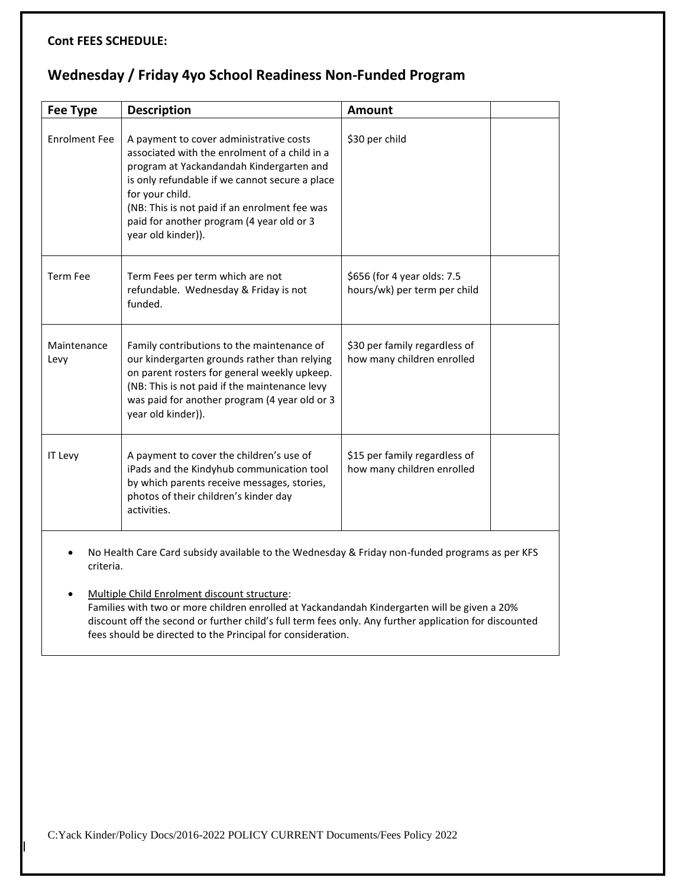**Cont FEES SCHEDULE:**

## Wednesday / Friday 4yo School Readiness Non-Funded Program

| Fee Type | Description | Amount | |
|---|---|---|---|
| Enrolment Fee | A payment to cover administrative costs associated with the enrolment of a child in a program at Yackandandah Kindergarten and is only refundable if we cannot secure a place for your child.<br>(NB: This is not paid if an enrolment fee was paid for another program (4 year old or 3 year old kinder)). | $30 per child | |
| Term Fee | Term Fees per term which are not refundable. Wednesday & Friday is not funded. | $656 (for 4 year olds: 7.5 hours/wk) per term per child | |
| Maintenance Levy | Family contributions to the maintenance of our kindergarten grounds rather than relying on parent rosters for general weekly upkeep. (NB: This is not paid if the maintenance levy was paid for another program (4 year old or 3 year old kinder)). | $30 per family regardless of how many children enrolled | |
| IT Levy | A payment to cover the children's use of iPads and the Kindyhub communication tool by which parents receive messages, stories, photos of their children's kinder day activities. | $15 per family regardless of how many children enrolled | |

- No Health Care Card subsidy available to the Wednesday & Friday non-funded programs as per KFS criteria.

- Multiple Child Enrolment discount structure:
  Families with two or more children enrolled at Yackandandah Kindergarten will be given a 20% discount off the second or further child's full term fees only. Any further application for discounted fees should be directed to the Principal for consideration.

C:Yack Kinder/Policy Docs/2016-2022 POLICY CURRENT Documents/Fees Policy 2022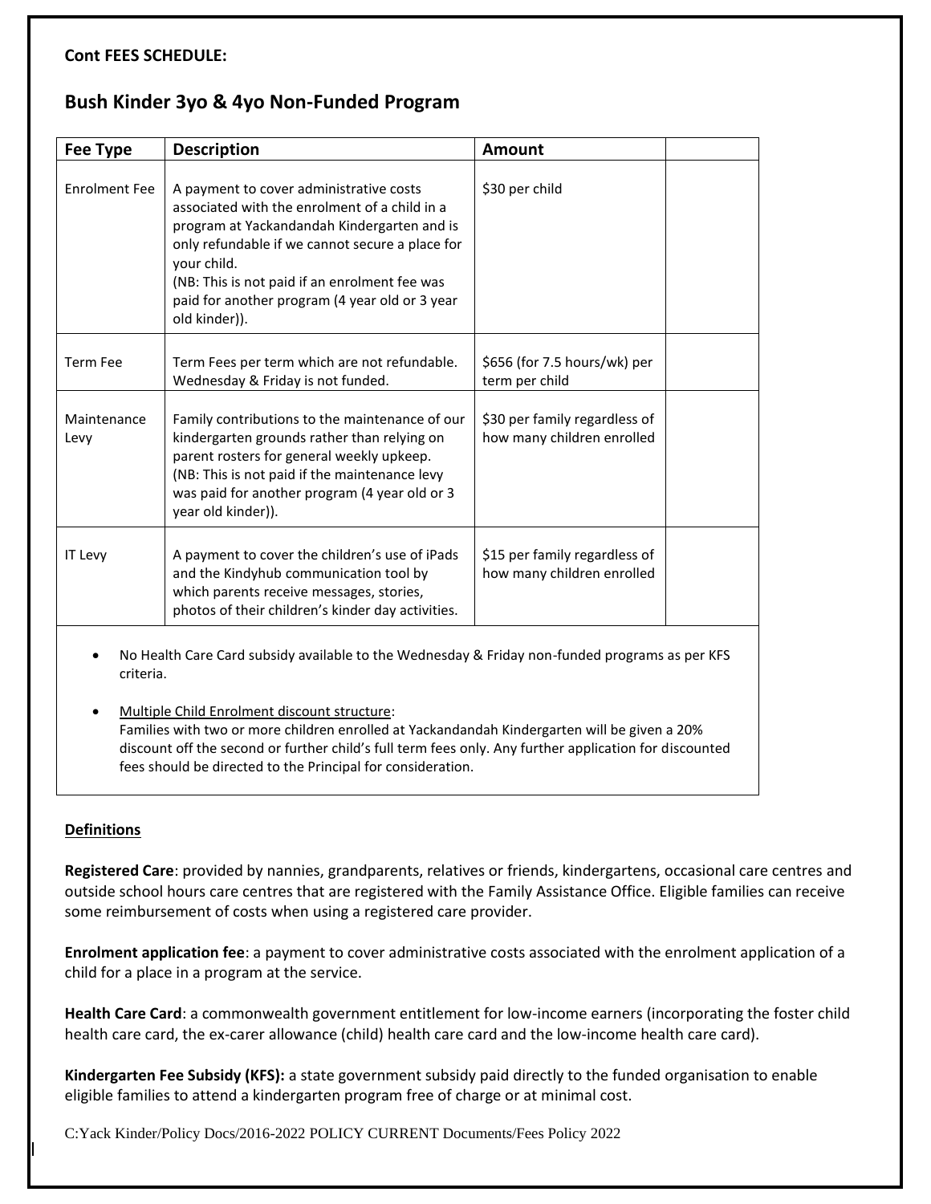**Cont FEES SCHEDULE:**

## Bush Kinder 3yo & 4yo Non-Funded Program

| Fee Type | Description | Amount | |
|---|---|---|---|
| Enrolment Fee | A payment to cover administrative costs associated with the enrolment of a child in a program at Yackandandah Kindergarten and is only refundable if we cannot secure a place for your child.<br>(NB: This is not paid if an enrolment fee was paid for another program (4 year old or 3 year old kinder)). | $30 per child | |
| Term Fee | Term Fees per term which are not refundable. Wednesday & Friday is not funded. | $656 (for 7.5 hours/wk) per term per child | |
| Maintenance Levy | Family contributions to the maintenance of our kindergarten grounds rather than relying on parent rosters for general weekly upkeep.<br>(NB: This is not paid if the maintenance levy was paid for another program (4 year old or 3 year old kinder)). | $30 per family regardless of how many children enrolled | |
| IT Levy | A payment to cover the children's use of iPads and the Kindyhub communication tool by which parents receive messages, stories, photos of their children's kinder day activities. | $15 per family regardless of how many children enrolled | |

- No Health Care Card subsidy available to the Wednesday & Friday non-funded programs as per KFS criteria.
- Multiple Child Enrolment discount structure:
  Families with two or more children enrolled at Yackandandah Kindergarten will be given a 20% discount off the second or further child's full term fees only. Any further application for discounted fees should be directed to the Principal for consideration.

**Definitions**

**Registered Care**: provided by nannies, grandparents, relatives or friends, kindergartens, occasional care centres and outside school hours care centres that are registered with the Family Assistance Office. Eligible families can receive some reimbursement of costs when using a registered care provider.

**Enrolment application fee**: a payment to cover administrative costs associated with the enrolment application of a child for a place in a program at the service.

**Health Care Card**: a commonwealth government entitlement for low-income earners (incorporating the foster child health care card, the ex-carer allowance (child) health care card and the low-income health care card).

**Kindergarten Fee Subsidy (KFS):** a state government subsidy paid directly to the funded organisation to enable eligible families to attend a kindergarten program free of charge or at minimal cost.

C:Yack Kinder/Policy Docs/2016-2022 POLICY CURRENT Documents/Fees Policy 2022